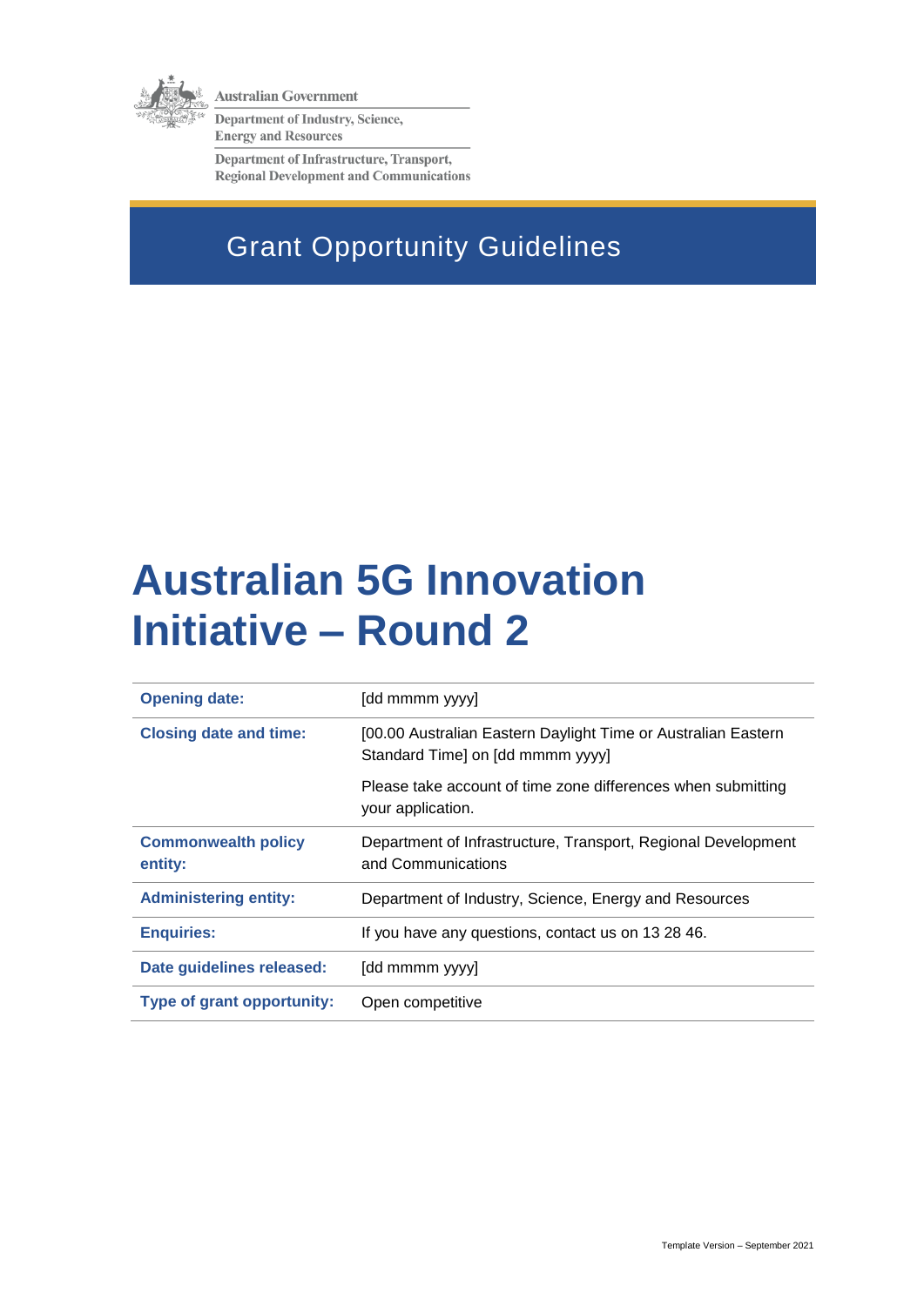Australian Government

Department of Industry, Science, Energy and Resources

Department of Infrastructure, Transport, Regional Development and Communications

## Grant Opportunity Guidelines

# Australian 5G Innovation Initiative – Round 2

| | |
|---|---|
| **Opening date:** | [dd mmmm yyyy] |
| **Closing date and time:** | [00.00 Australian Eastern Daylight Time or Australian Eastern Standard Time] on [dd mmmm yyyy]<br><br>Please take account of time zone differences when submitting your application. |
| **Commonwealth policy entity:** | Department of Infrastructure, Transport, Regional Development and Communications |
| **Administering entity:** | Department of Industry, Science, Energy and Resources |
| **Enquiries:** | If you have any questions, contact us on 13 28 46. |
| **Date guidelines released:** | [dd mmmm yyyy] |
| **Type of grant opportunity:** | Open competitive |

Template Version – September 2021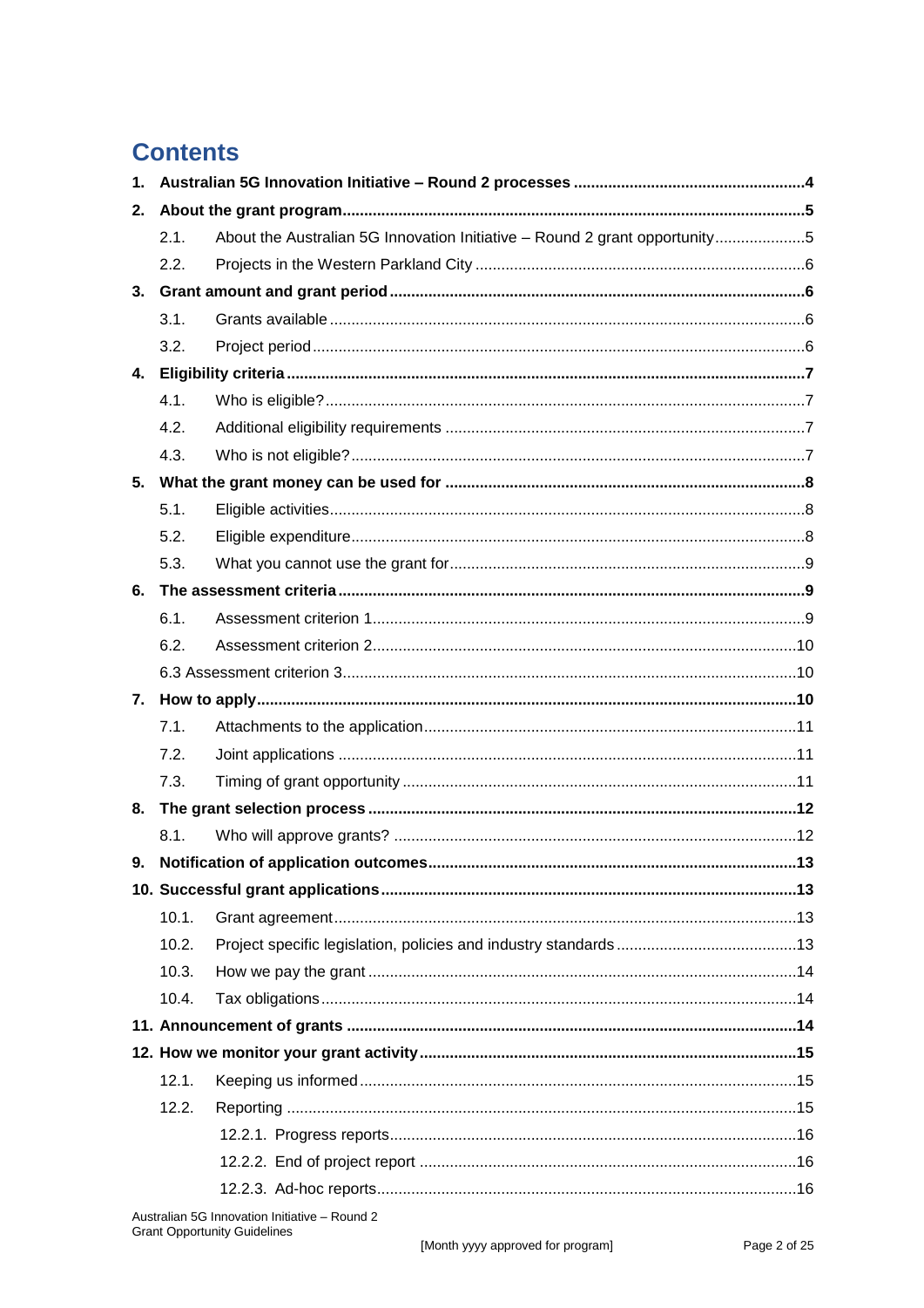# Contents

1. **Australian 5G Innovation Initiative – Round 2 processes** ..... 4
2. **About the grant program** ..... 5
   - 2.1. About the Australian 5G Innovation Initiative – Round 2 grant opportunity ..... 5
   - 2.2. Projects in the Western Parkland City ..... 6
3. **Grant amount and grant period** ..... 6
   - 3.1. Grants available ..... 6
   - 3.2. Project period ..... 6
4. **Eligibility criteria** ..... 7
   - 4.1. Who is eligible? ..... 7
   - 4.2. Additional eligibility requirements ..... 7
   - 4.3. Who is not eligible? ..... 7
5. **What the grant money can be used for** ..... 8
   - 5.1. Eligible activities ..... 8
   - 5.2. Eligible expenditure ..... 8
   - 5.3. What you cannot use the grant for ..... 9
6. **The assessment criteria** ..... 9
   - 6.1. Assessment criterion 1 ..... 9
   - 6.2. Assessment criterion 2 ..... 10
   - 6.3 Assessment criterion 3 ..... 10
7. **How to apply** ..... 10
   - 7.1. Attachments to the application ..... 11
   - 7.2. Joint applications ..... 11
   - 7.3. Timing of grant opportunity ..... 11
8. **The grant selection process** ..... 12
   - 8.1. Who will approve grants? ..... 12
9. **Notification of application outcomes** ..... 13
10. **Successful grant applications** ..... 13
    - 10.1. Grant agreement ..... 13
    - 10.2. Project specific legislation, policies and industry standards ..... 13
    - 10.3. How we pay the grant ..... 14
    - 10.4. Tax obligations ..... 14
11. **Announcement of grants** ..... 14
12. **How we monitor your grant activity** ..... 15
    - 12.1. Keeping us informed ..... 15
    - 12.2. Reporting ..... 15
      - 12.2.1. Progress reports ..... 16
      - 12.2.2. End of project report ..... 16
      - 12.2.3. Ad-hoc reports ..... 16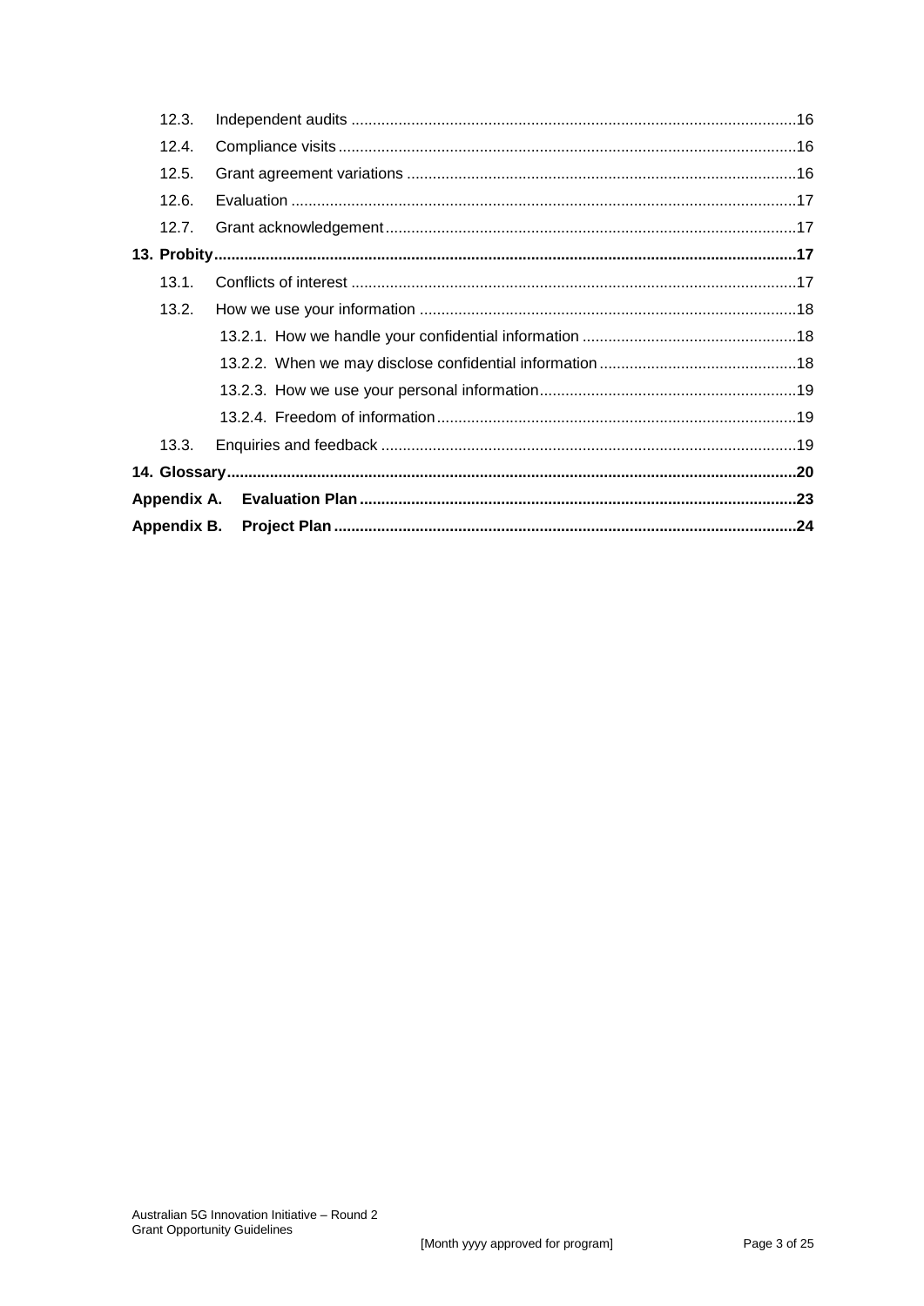12.3. Independent audits ....................................................................................................16

12.4. Compliance visits ........................................................................................................16

12.5. Grant agreement variations ........................................................................................16

12.6. Evaluation ...................................................................................................................17

12.7. Grant acknowledgement .............................................................................................17

**13. Probity ....................................................................................................................................17**

13.1. Conflicts of interest .....................................................................................................17

13.2. How we use your information .....................................................................................18

13.2.1. How we handle your confidential information ................................................18

13.2.2. When we may disclose confidential information ............................................18

13.2.3. How we use your personal information ..........................................................19

13.2.4. Freedom of information ..................................................................................19

13.3. Enquiries and feedback ...............................................................................................19

**14. Glossary .................................................................................................................................20**

**Appendix A. Evaluation Plan ....................................................................................................23**

**Appendix B. Project Plan ..........................................................................................................24**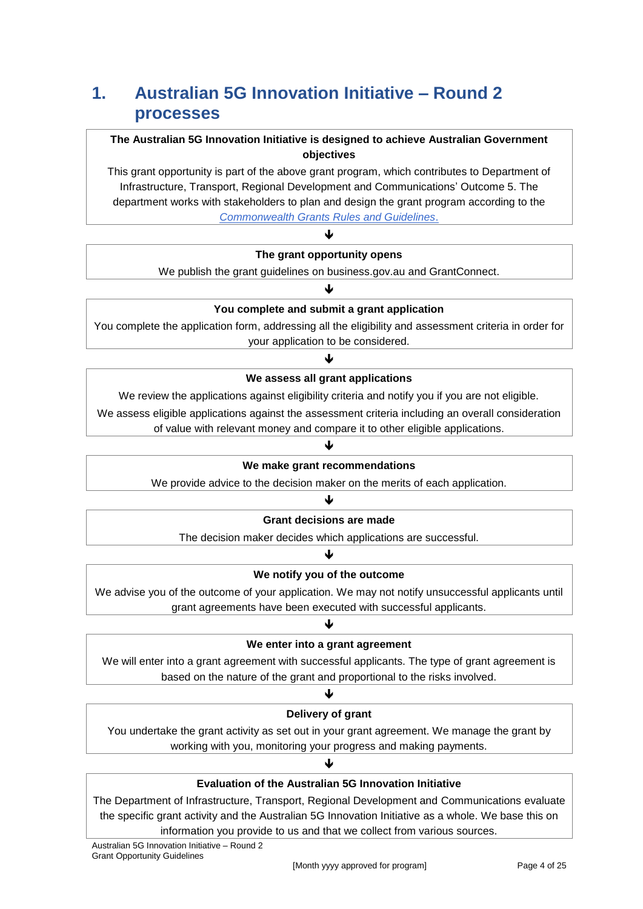# 1. Australian 5G Innovation Initiative – Round 2 processes

**The Australian 5G Innovation Initiative is designed to achieve Australian Government objectives**

This grant opportunity is part of the above grant program, which contributes to Department of Infrastructure, Transport, Regional Development and Communications' Outcome 5. The department works with stakeholders to plan and design the grant program according to the *Commonwealth Grants Rules and Guidelines*.

↓

**The grant opportunity opens**

We publish the grant guidelines on business.gov.au and GrantConnect.

↓

**You complete and submit a grant application**

You complete the application form, addressing all the eligibility and assessment criteria in order for your application to be considered.

↓

**We assess all grant applications**

We review the applications against eligibility criteria and notify you if you are not eligible.

We assess eligible applications against the assessment criteria including an overall consideration of value with relevant money and compare it to other eligible applications.

↓

**We make grant recommendations**

We provide advice to the decision maker on the merits of each application.

↓

**Grant decisions are made**

The decision maker decides which applications are successful.

↓

**We notify you of the outcome**

We advise you of the outcome of your application. We may not notify unsuccessful applicants until grant agreements have been executed with successful applicants.

↓

**We enter into a grant agreement**

We will enter into a grant agreement with successful applicants. The type of grant agreement is based on the nature of the grant and proportional to the risks involved.

↓

**Delivery of grant**

You undertake the grant activity as set out in your grant agreement. We manage the grant by working with you, monitoring your progress and making payments.

↓

**Evaluation of the Australian 5G Innovation Initiative**

The Department of Infrastructure, Transport, Regional Development and Communications evaluate the specific grant activity and the Australian 5G Innovation Initiative as a whole. We base this on information you provide to us and that we collect from various sources.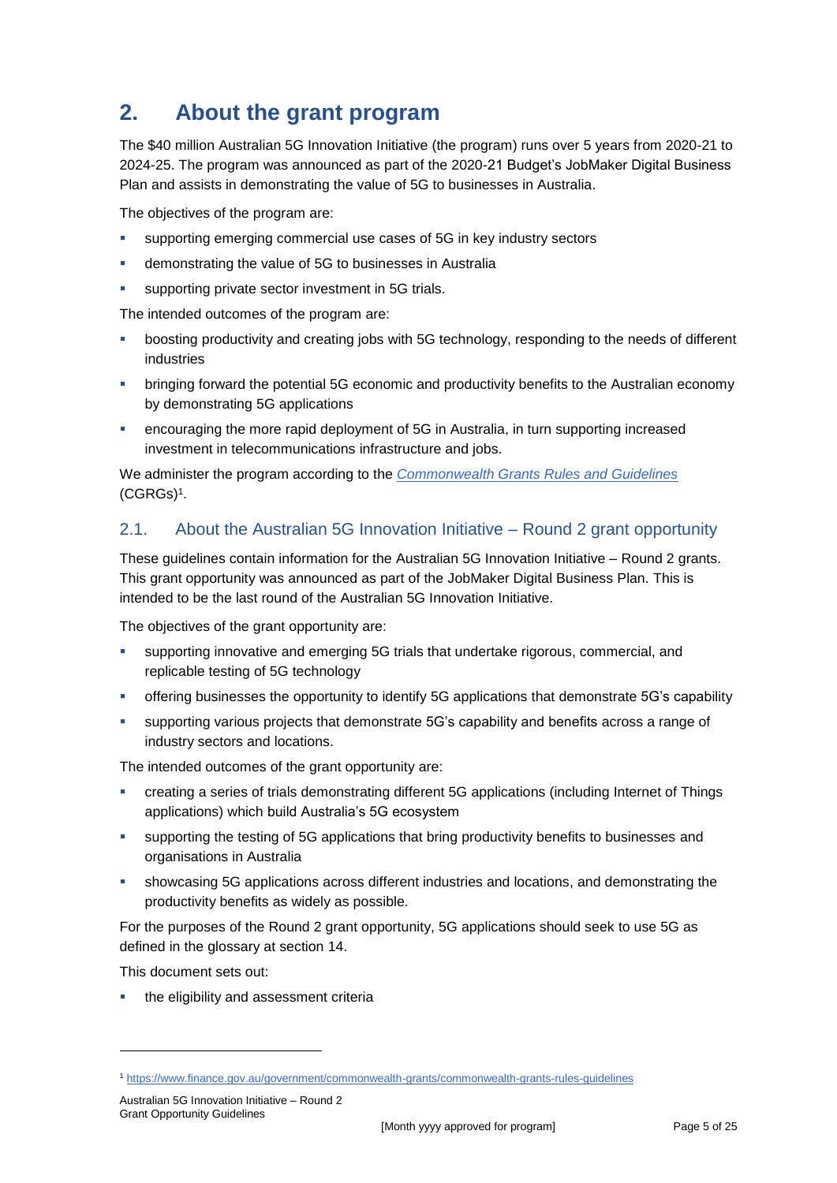# 2. About the grant program

The $40 million Australian 5G Innovation Initiative (the program) runs over 5 years from 2020-21 to 2024-25. The program was announced as part of the 2020-21 Budget's JobMaker Digital Business Plan and assists in demonstrating the value of 5G to businesses in Australia.

The objectives of the program are:

- supporting emerging commercial use cases of 5G in key industry sectors
- demonstrating the value of 5G to businesses in Australia
- supporting private sector investment in 5G trials.

The intended outcomes of the program are:

- boosting productivity and creating jobs with 5G technology, responding to the needs of different industries
- bringing forward the potential 5G economic and productivity benefits to the Australian economy by demonstrating 5G applications
- encouraging the more rapid deployment of 5G in Australia, in turn supporting increased investment in telecommunications infrastructure and jobs.

We administer the program according to the *[Commonwealth Grants Rules and Guidelines](https://www.finance.gov.au/government/commonwealth-grants/commonwealth-grants-rules-guidelines)* (CGRGs)[1].

## 2.1. About the Australian 5G Innovation Initiative – Round 2 grant opportunity

These guidelines contain information for the Australian 5G Innovation Initiative – Round 2 grants. This grant opportunity was announced as part of the JobMaker Digital Business Plan. This is intended to be the last round of the Australian 5G Innovation Initiative.

The objectives of the grant opportunity are:

- supporting innovative and emerging 5G trials that undertake rigorous, commercial, and replicable testing of 5G technology
- offering businesses the opportunity to identify 5G applications that demonstrate 5G's capability
- supporting various projects that demonstrate 5G's capability and benefits across a range of industry sectors and locations.

The intended outcomes of the grant opportunity are:

- creating a series of trials demonstrating different 5G applications (including Internet of Things applications) which build Australia's 5G ecosystem
- supporting the testing of 5G applications that bring productivity benefits to businesses and organisations in Australia
- showcasing 5G applications across different industries and locations, and demonstrating the productivity benefits as widely as possible.

For the purposes of the Round 2 grant opportunity, 5G applications should seek to use 5G as defined in the glossary at section 14.

This document sets out:

- the eligibility and assessment criteria

---

[1] https://www.finance.gov.au/government/commonwealth-grants/commonwealth-grants-rules-guidelines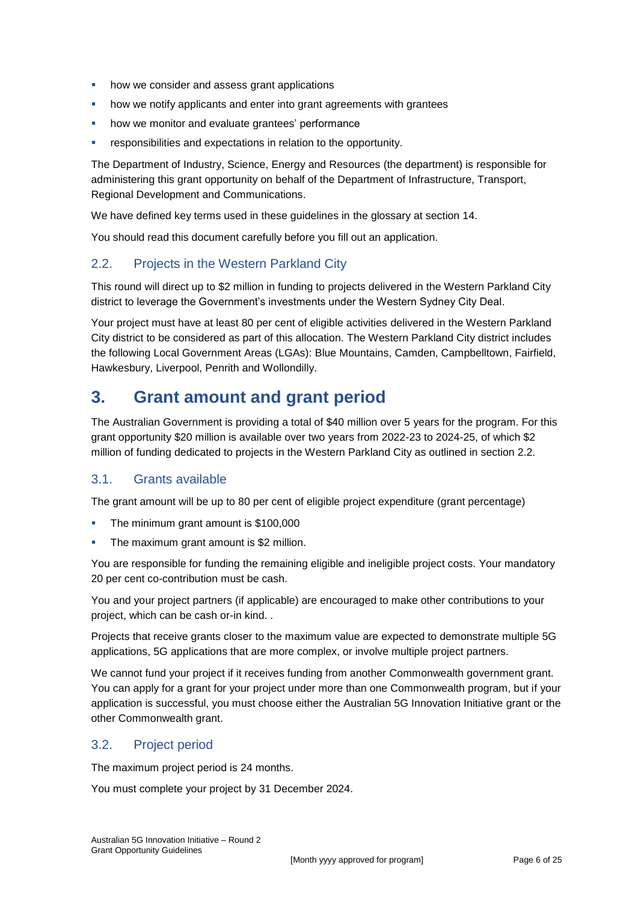- how we consider and assess grant applications
- how we notify applicants and enter into grant agreements with grantees
- how we monitor and evaluate grantees' performance
- responsibilities and expectations in relation to the opportunity.

The Department of Industry, Science, Energy and Resources (the department) is responsible for administering this grant opportunity on behalf of the Department of Infrastructure, Transport, Regional Development and Communications.

We have defined key terms used in these guidelines in the glossary at section 14.

You should read this document carefully before you fill out an application.

### 2.2. Projects in the Western Parkland City

This round will direct up to $2 million in funding to projects delivered in the Western Parkland City district to leverage the Government's investments under the Western Sydney City Deal.

Your project must have at least 80 per cent of eligible activities delivered in the Western Parkland City district to be considered as part of this allocation. The Western Parkland City district includes the following Local Government Areas (LGAs): Blue Mountains, Camden, Campbelltown, Fairfield, Hawkesbury, Liverpool, Penrith and Wollondilly.

## 3. Grant amount and grant period

The Australian Government is providing a total of $40 million over 5 years for the program. For this grant opportunity $20 million is available over two years from 2022-23 to 2024-25, of which $2 million of funding dedicated to projects in the Western Parkland City as outlined in section 2.2.

### 3.1. Grants available

The grant amount will be up to 80 per cent of eligible project expenditure (grant percentage)

- The minimum grant amount is $100,000
- The maximum grant amount is $2 million.

You are responsible for funding the remaining eligible and ineligible project costs. Your mandatory 20 per cent co-contribution must be cash.

You and your project partners (if applicable) are encouraged to make other contributions to your project, which can be cash or-in kind. .

Projects that receive grants closer to the maximum value are expected to demonstrate multiple 5G applications, 5G applications that are more complex, or involve multiple project partners.

We cannot fund your project if it receives funding from another Commonwealth government grant. You can apply for a grant for your project under more than one Commonwealth program, but if your application is successful, you must choose either the Australian 5G Innovation Initiative grant or the other Commonwealth grant.

### 3.2. Project period

The maximum project period is 24 months.

You must complete your project by 31 December 2024.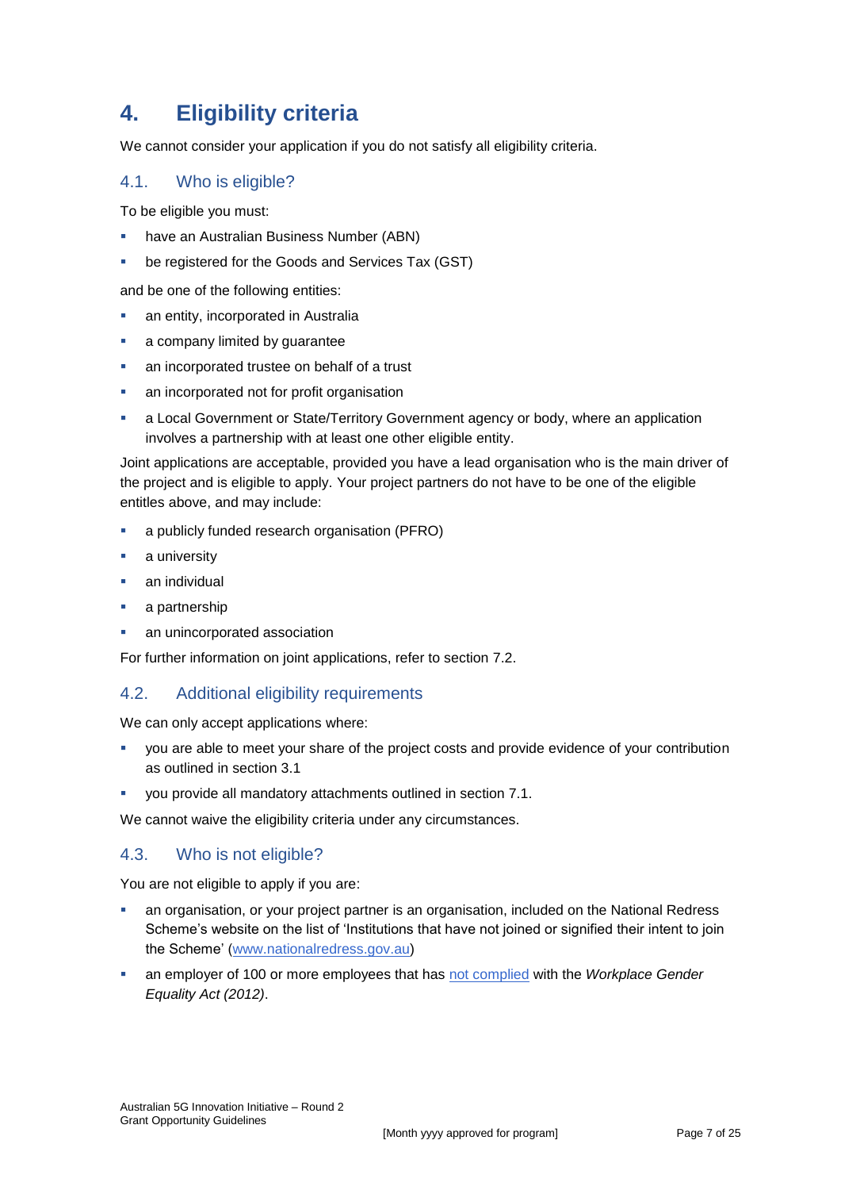# 4. Eligibility criteria

We cannot consider your application if you do not satisfy all eligibility criteria.

## 4.1. Who is eligible?

To be eligible you must:

- have an Australian Business Number (ABN)
- be registered for the Goods and Services Tax (GST)

and be one of the following entities:

- an entity, incorporated in Australia
- a company limited by guarantee
- an incorporated trustee on behalf of a trust
- an incorporated not for profit organisation
- a Local Government or State/Territory Government agency or body, where an application involves a partnership with at least one other eligible entity.

Joint applications are acceptable, provided you have a lead organisation who is the main driver of the project and is eligible to apply. Your project partners do not have to be one of the eligible entitles above, and may include:

- a publicly funded research organisation (PFRO)
- a university
- an individual
- a partnership
- an unincorporated association

For further information on joint applications, refer to section 7.2.

## 4.2. Additional eligibility requirements

We can only accept applications where:

- you are able to meet your share of the project costs and provide evidence of your contribution as outlined in section 3.1
- you provide all mandatory attachments outlined in section 7.1.

We cannot waive the eligibility criteria under any circumstances.

## 4.3. Who is not eligible?

You are not eligible to apply if you are:

- an organisation, or your project partner is an organisation, included on the National Redress Scheme's website on the list of 'Institutions that have not joined or signified their intent to join the Scheme' ([www.nationalredress.gov.au](www.nationalredress.gov.au))
- an employer of 100 or more employees that has [not complied]() with the *Workplace Gender Equality Act (2012)*.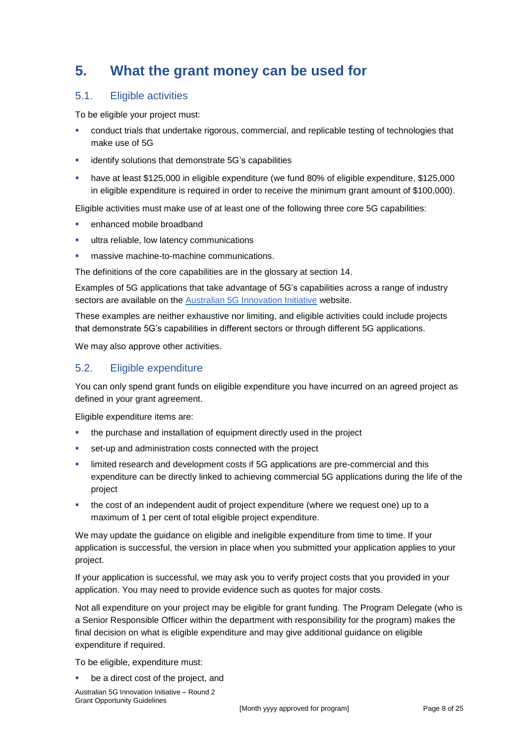# 5. What the grant money can be used for

## 5.1. Eligible activities

To be eligible your project must:

- conduct trials that undertake rigorous, commercial, and replicable testing of technologies that make use of 5G
- identify solutions that demonstrate 5G's capabilities
- have at least $125,000 in eligible expenditure (we fund 80% of eligible expenditure, $125,000 in eligible expenditure is required in order to receive the minimum grant amount of $100,000).

Eligible activities must make use of at least one of the following three core 5G capabilities:

- enhanced mobile broadband
- ultra reliable, low latency communications
- massive machine-to-machine communications.

The definitions of the core capabilities are in the glossary at section 14.

Examples of 5G applications that take advantage of 5G's capabilities across a range of industry sectors are available on the [Australian 5G Innovation Initiative]() website.

These examples are neither exhaustive nor limiting, and eligible activities could include projects that demonstrate 5G's capabilities in different sectors or through different 5G applications.

We may also approve other activities.

## 5.2. Eligible expenditure

You can only spend grant funds on eligible expenditure you have incurred on an agreed project as defined in your grant agreement.

Eligible expenditure items are:

- the purchase and installation of equipment directly used in the project
- set-up and administration costs connected with the project
- limited research and development costs if 5G applications are pre-commercial and this expenditure can be directly linked to achieving commercial 5G applications during the life of the project
- the cost of an independent audit of project expenditure (where we request one) up to a maximum of 1 per cent of total eligible project expenditure.

We may update the guidance on eligible and ineligible expenditure from time to time. If your application is successful, the version in place when you submitted your application applies to your project.

If your application is successful, we may ask you to verify project costs that you provided in your application. You may need to provide evidence such as quotes for major costs.

Not all expenditure on your project may be eligible for grant funding. The Program Delegate (who is a Senior Responsible Officer within the department with responsibility for the program) makes the final decision on what is eligible expenditure and may give additional guidance on eligible expenditure if required.

To be eligible, expenditure must:

- be a direct cost of the project, and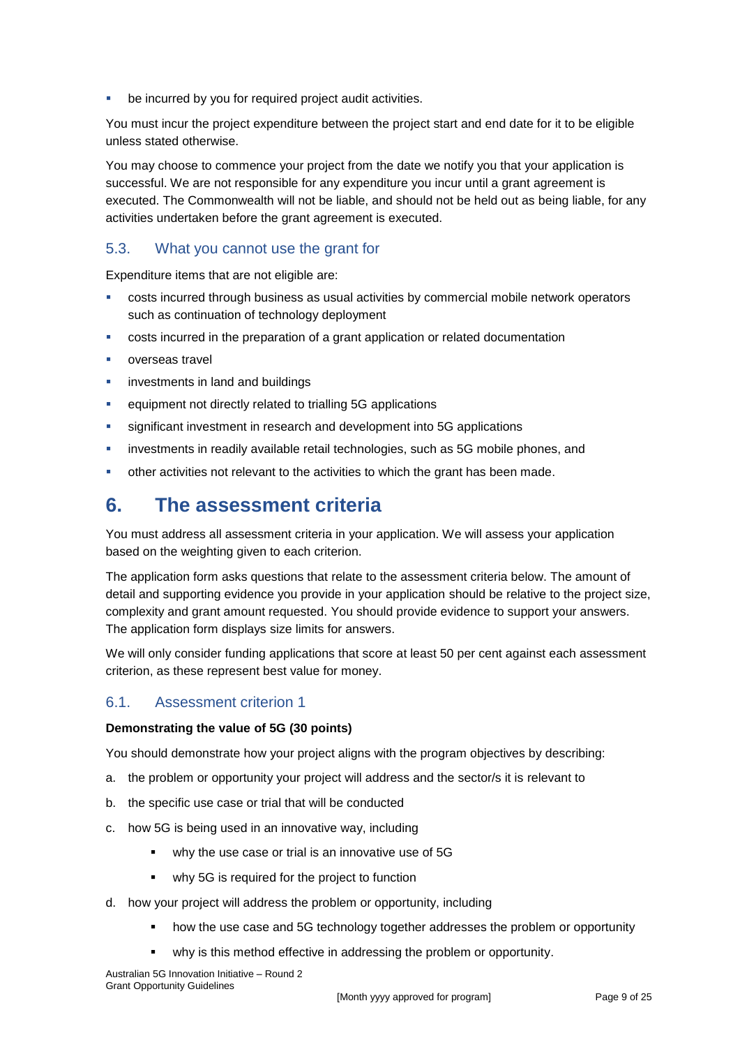- be incurred by you for required project audit activities.

You must incur the project expenditure between the project start and end date for it to be eligible unless stated otherwise.

You may choose to commence your project from the date we notify you that your application is successful. We are not responsible for any expenditure you incur until a grant agreement is executed. The Commonwealth will not be liable, and should not be held out as being liable, for any activities undertaken before the grant agreement is executed.

### 5.3. What you cannot use the grant for

Expenditure items that are not eligible are:

- costs incurred through business as usual activities by commercial mobile network operators such as continuation of technology deployment
- costs incurred in the preparation of a grant application or related documentation
- overseas travel
- investments in land and buildings
- equipment not directly related to trialling 5G applications
- significant investment in research and development into 5G applications
- investments in readily available retail technologies, such as 5G mobile phones, and
- other activities not relevant to the activities to which the grant has been made.

## 6. The assessment criteria

You must address all assessment criteria in your application. We will assess your application based on the weighting given to each criterion.

The application form asks questions that relate to the assessment criteria below. The amount of detail and supporting evidence you provide in your application should be relative to the project size, complexity and grant amount requested. You should provide evidence to support your answers. The application form displays size limits for answers.

We will only consider funding applications that score at least 50 per cent against each assessment criterion, as these represent best value for money.

### 6.1. Assessment criterion 1

**Demonstrating the value of 5G (30 points)**

You should demonstrate how your project aligns with the program objectives by describing:

a. the problem or opportunity your project will address and the sector/s it is relevant to
b. the specific use case or trial that will be conducted
c. how 5G is being used in an innovative way, including
    - why the use case or trial is an innovative use of 5G
    - why 5G is required for the project to function
d. how your project will address the problem or opportunity, including
    - how the use case and 5G technology together addresses the problem or opportunity
    - why is this method effective in addressing the problem or opportunity.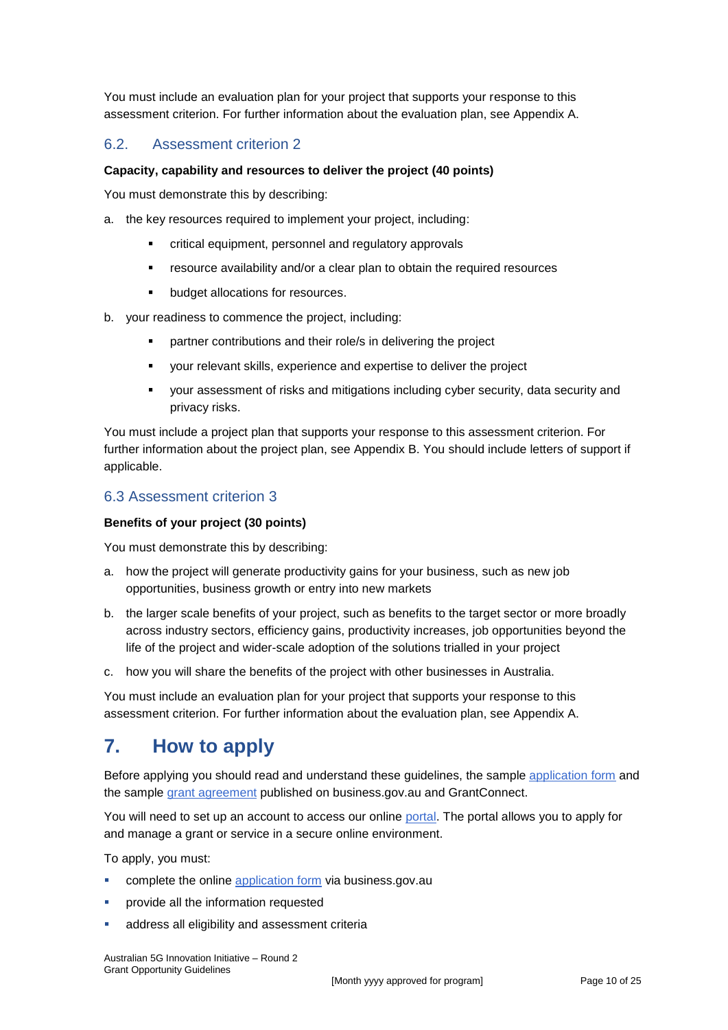You must include an evaluation plan for your project that supports your response to this assessment criterion. For further information about the evaluation plan, see Appendix A.

### 6.2. Assessment criterion 2

**Capacity, capability and resources to deliver the project (40 points)**

You must demonstrate this by describing:

a. the key resources required to implement your project, including:
   - critical equipment, personnel and regulatory approvals
   - resource availability and/or a clear plan to obtain the required resources
   - budget allocations for resources.

b. your readiness to commence the project, including:
   - partner contributions and their role/s in delivering the project
   - your relevant skills, experience and expertise to deliver the project
   - your assessment of risks and mitigations including cyber security, data security and privacy risks.

You must include a project plan that supports your response to this assessment criterion. For further information about the project plan, see Appendix B. You should include letters of support if applicable.

### 6.3 Assessment criterion 3

**Benefits of your project (30 points)**

You must demonstrate this by describing:

a. how the project will generate productivity gains for your business, such as new job opportunities, business growth or entry into new markets

b. the larger scale benefits of your project, such as benefits to the target sector or more broadly across industry sectors, efficiency gains, productivity increases, job opportunities beyond the life of the project and wider-scale adoption of the solutions trialled in your project

c. how you will share the benefits of the project with other businesses in Australia.

You must include an evaluation plan for your project that supports your response to this assessment criterion. For further information about the evaluation plan, see Appendix A.

## 7. How to apply

Before applying you should read and understand these guidelines, the sample application form and the sample grant agreement published on business.gov.au and GrantConnect.

You will need to set up an account to access our online portal. The portal allows you to apply for and manage a grant or service in a secure online environment.

To apply, you must:

- complete the online application form via business.gov.au
- provide all the information requested
- address all eligibility and assessment criteria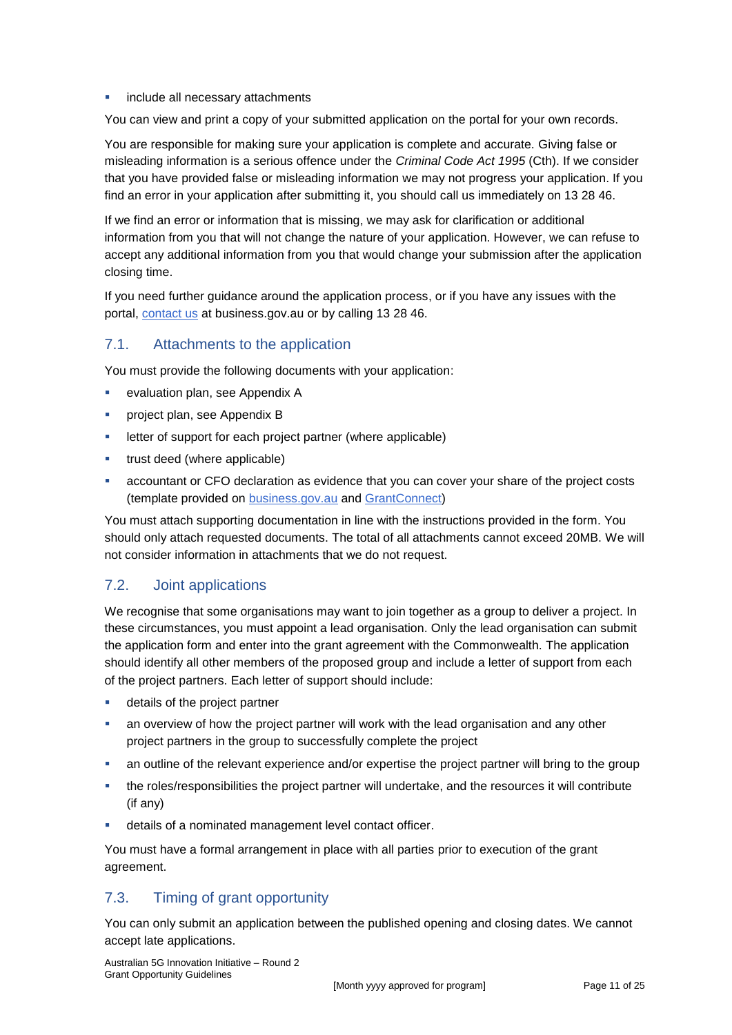- include all necessary attachments

You can view and print a copy of your submitted application on the portal for your own records.

You are responsible for making sure your application is complete and accurate. Giving false or misleading information is a serious offence under the *Criminal Code Act 1995* (Cth). If we consider that you have provided false or misleading information we may not progress your application. If you find an error in your application after submitting it, you should call us immediately on 13 28 46.

If we find an error or information that is missing, we may ask for clarification or additional information from you that will not change the nature of your application. However, we can refuse to accept any additional information from you that would change your submission after the application closing time.

If you need further guidance around the application process, or if you have any issues with the portal, [contact us](https://www.business.gov.au/contact-us) at business.gov.au or by calling 13 28 46.

## 7.1. Attachments to the application

You must provide the following documents with your application:

- evaluation plan, see Appendix A
- project plan, see Appendix B
- letter of support for each project partner (where applicable)
- trust deed (where applicable)
- accountant or CFO declaration as evidence that you can cover your share of the project costs (template provided on [business.gov.au](https://business.gov.au) and [GrantConnect](https://www.grants.gov.au))

You must attach supporting documentation in line with the instructions provided in the form. You should only attach requested documents. The total of all attachments cannot exceed 20MB. We will not consider information in attachments that we do not request.

## 7.2. Joint applications

We recognise that some organisations may want to join together as a group to deliver a project. In these circumstances, you must appoint a lead organisation. Only the lead organisation can submit the application form and enter into the grant agreement with the Commonwealth. The application should identify all other members of the proposed group and include a letter of support from each of the project partners. Each letter of support should include:

- details of the project partner
- an overview of how the project partner will work with the lead organisation and any other project partners in the group to successfully complete the project
- an outline of the relevant experience and/or expertise the project partner will bring to the group
- the roles/responsibilities the project partner will undertake, and the resources it will contribute (if any)
- details of a nominated management level contact officer.

You must have a formal arrangement in place with all parties prior to execution of the grant agreement.

## 7.3. Timing of grant opportunity

You can only submit an application between the published opening and closing dates. We cannot accept late applications.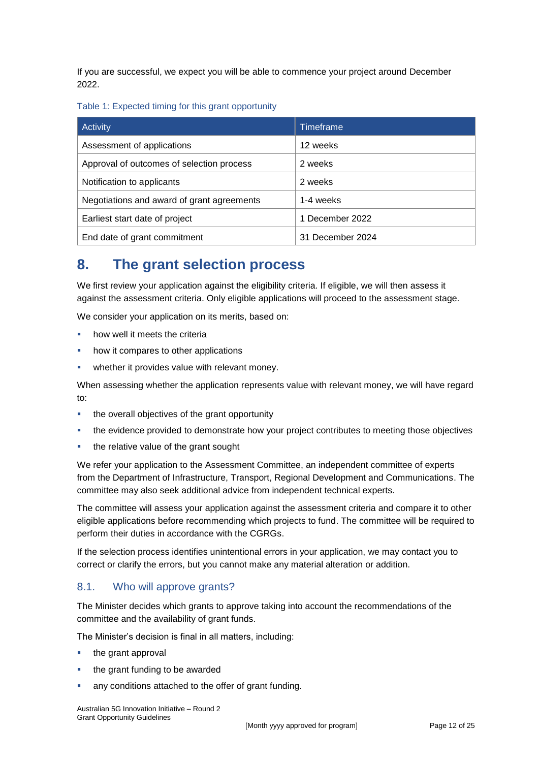If you are successful, we expect you will be able to commence your project around December 2022.

Table 1: Expected timing for this grant opportunity

| Activity | Timeframe |
| --- | --- |
| Assessment of applications | 12 weeks |
| Approval of outcomes of selection process | 2 weeks |
| Notification to applicants | 2 weeks |
| Negotiations and award of grant agreements | 1-4 weeks |
| Earliest start date of project | 1 December 2022 |
| End date of grant commitment | 31 December 2024 |

# 8. The grant selection process

We first review your application against the eligibility criteria. If eligible, we will then assess it against the assessment criteria. Only eligible applications will proceed to the assessment stage.

We consider your application on its merits, based on:

- how well it meets the criteria
- how it compares to other applications
- whether it provides value with relevant money.

When assessing whether the application represents value with relevant money, we will have regard to:

- the overall objectives of the grant opportunity
- the evidence provided to demonstrate how your project contributes to meeting those objectives
- the relative value of the grant sought

We refer your application to the Assessment Committee, an independent committee of experts from the Department of Infrastructure, Transport, Regional Development and Communications. The committee may also seek additional advice from independent technical experts.

The committee will assess your application against the assessment criteria and compare it to other eligible applications before recommending which projects to fund. The committee will be required to perform their duties in accordance with the CGRGs.

If the selection process identifies unintentional errors in your application, we may contact you to correct or clarify the errors, but you cannot make any material alteration or addition.

## 8.1. Who will approve grants?

The Minister decides which grants to approve taking into account the recommendations of the committee and the availability of grant funds.

The Minister's decision is final in all matters, including:

- the grant approval
- the grant funding to be awarded
- any conditions attached to the offer of grant funding.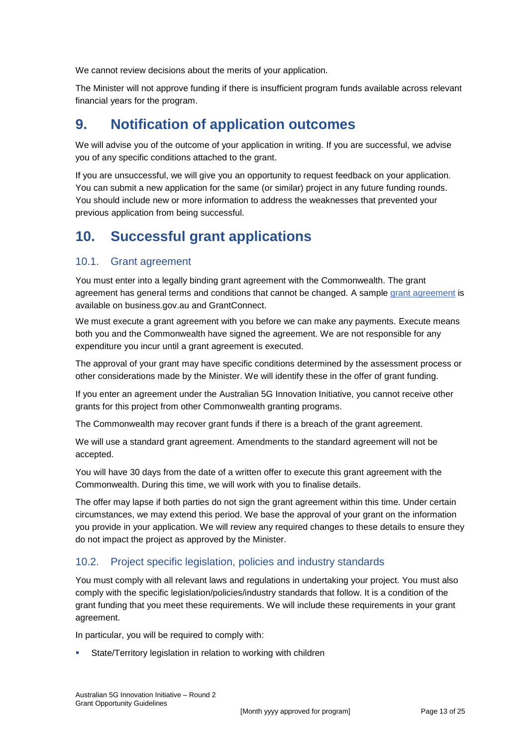We cannot review decisions about the merits of your application.

The Minister will not approve funding if there is insufficient program funds available across relevant financial years for the program.

# 9. Notification of application outcomes

We will advise you of the outcome of your application in writing. If you are successful, we advise you of any specific conditions attached to the grant.

If you are unsuccessful, we will give you an opportunity to request feedback on your application. You can submit a new application for the same (or similar) project in any future funding rounds. You should include new or more information to address the weaknesses that prevented your previous application from being successful.

# 10. Successful grant applications

## 10.1. Grant agreement

You must enter into a legally binding grant agreement with the Commonwealth. The grant agreement has general terms and conditions that cannot be changed. A sample grant agreement is available on business.gov.au and GrantConnect.

We must execute a grant agreement with you before we can make any payments. Execute means both you and the Commonwealth have signed the agreement. We are not responsible for any expenditure you incur until a grant agreement is executed.

The approval of your grant may have specific conditions determined by the assessment process or other considerations made by the Minister. We will identify these in the offer of grant funding.

If you enter an agreement under the Australian 5G Innovation Initiative, you cannot receive other grants for this project from other Commonwealth granting programs.

The Commonwealth may recover grant funds if there is a breach of the grant agreement.

We will use a standard grant agreement. Amendments to the standard agreement will not be accepted.

You will have 30 days from the date of a written offer to execute this grant agreement with the Commonwealth. During this time, we will work with you to finalise details.

The offer may lapse if both parties do not sign the grant agreement within this time. Under certain circumstances, we may extend this period. We base the approval of your grant on the information you provide in your application. We will review any required changes to these details to ensure they do not impact the project as approved by the Minister.

## 10.2. Project specific legislation, policies and industry standards

You must comply with all relevant laws and regulations in undertaking your project. You must also comply with the specific legislation/policies/industry standards that follow. It is a condition of the grant funding that you meet these requirements. We will include these requirements in your grant agreement.

In particular, you will be required to comply with:

- State/Territory legislation in relation to working with children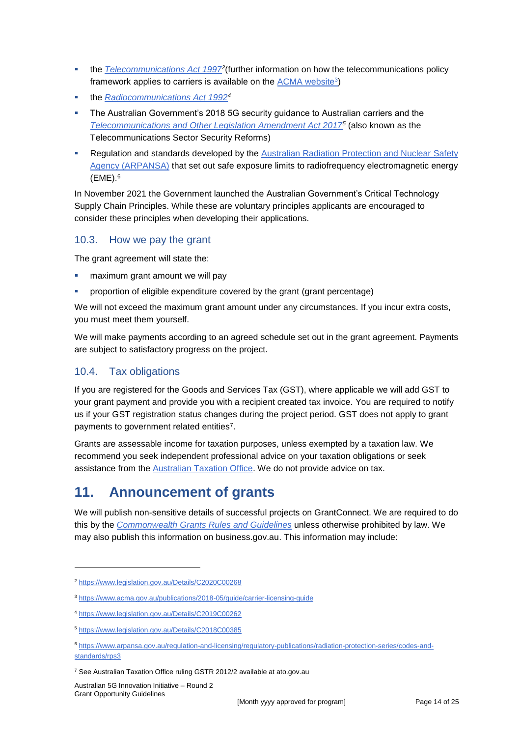- the *Telecommunications Act 1997*[2](further information on how the telecommunications policy framework applies to carriers is available on the ACMA website[3])
- the *Radiocommunications Act 1992*[4]
- The Australian Government's 2018 5G security guidance to Australian carriers and the *Telecommunications and Other Legislation Amendment Act 2017*[5] (also known as the Telecommunications Sector Security Reforms)
- Regulation and standards developed by the Australian Radiation Protection and Nuclear Safety Agency (ARPANSA) that set out safe exposure limits to radiofrequency electromagnetic energy (EME).[6]

In November 2021 the Government launched the Australian Government's Critical Technology Supply Chain Principles. While these are voluntary principles applicants are encouraged to consider these principles when developing their applications.

### 10.3. How we pay the grant

The grant agreement will state the:

- maximum grant amount we will pay
- proportion of eligible expenditure covered by the grant (grant percentage)

We will not exceed the maximum grant amount under any circumstances. If you incur extra costs, you must meet them yourself.

We will make payments according to an agreed schedule set out in the grant agreement. Payments are subject to satisfactory progress on the project.

### 10.4. Tax obligations

If you are registered for the Goods and Services Tax (GST), where applicable we will add GST to your grant payment and provide you with a recipient created tax invoice. You are required to notify us if your GST registration status changes during the project period. GST does not apply to grant payments to government related entities[7].

Grants are assessable income for taxation purposes, unless exempted by a taxation law. We recommend you seek independent professional advice on your taxation obligations or seek assistance from the Australian Taxation Office. We do not provide advice on tax.

## 11. Announcement of grants

We will publish non-sensitive details of successful projects on GrantConnect. We are required to do this by the *Commonwealth Grants Rules and Guidelines* unless otherwise prohibited by law. We may also publish this information on business.gov.au. This information may include:

---

[2] https://www.legislation.gov.au/Details/C2020C00268

[3] https://www.acma.gov.au/publications/2018-05/guide/carrier-licensing-guide

[4] https://www.legislation.gov.au/Details/C2019C00262

[5] https://www.legislation.gov.au/Details/C2018C00385

[6] https://www.arpansa.gov.au/regulation-and-licensing/regulatory-publications/radiation-protection-series/codes-and-standards/rps3

[7] See Australian Taxation Office ruling GSTR 2012/2 available at ato.gov.au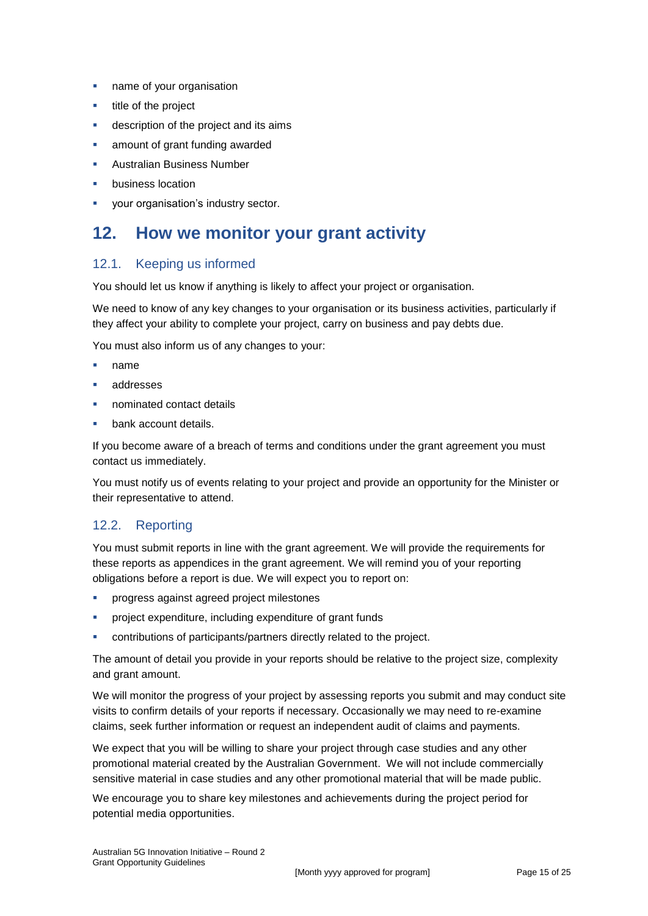- name of your organisation
- title of the project
- description of the project and its aims
- amount of grant funding awarded
- Australian Business Number
- business location
- your organisation's industry sector.

# 12. How we monitor your grant activity

## 12.1. Keeping us informed

You should let us know if anything is likely to affect your project or organisation.

We need to know of any key changes to your organisation or its business activities, particularly if they affect your ability to complete your project, carry on business and pay debts due.

You must also inform us of any changes to your:

- name
- addresses
- nominated contact details
- bank account details.

If you become aware of a breach of terms and conditions under the grant agreement you must contact us immediately.

You must notify us of events relating to your project and provide an opportunity for the Minister or their representative to attend.

## 12.2. Reporting

You must submit reports in line with the grant agreement. We will provide the requirements for these reports as appendices in the grant agreement. We will remind you of your reporting obligations before a report is due. We will expect you to report on:

- progress against agreed project milestones
- project expenditure, including expenditure of grant funds
- contributions of participants/partners directly related to the project.

The amount of detail you provide in your reports should be relative to the project size, complexity and grant amount.

We will monitor the progress of your project by assessing reports you submit and may conduct site visits to confirm details of your reports if necessary. Occasionally we may need to re-examine claims, seek further information or request an independent audit of claims and payments.

We expect that you will be willing to share your project through case studies and any other promotional material created by the Australian Government. We will not include commercially sensitive material in case studies and any other promotional material that will be made public.

We encourage you to share key milestones and achievements during the project period for potential media opportunities.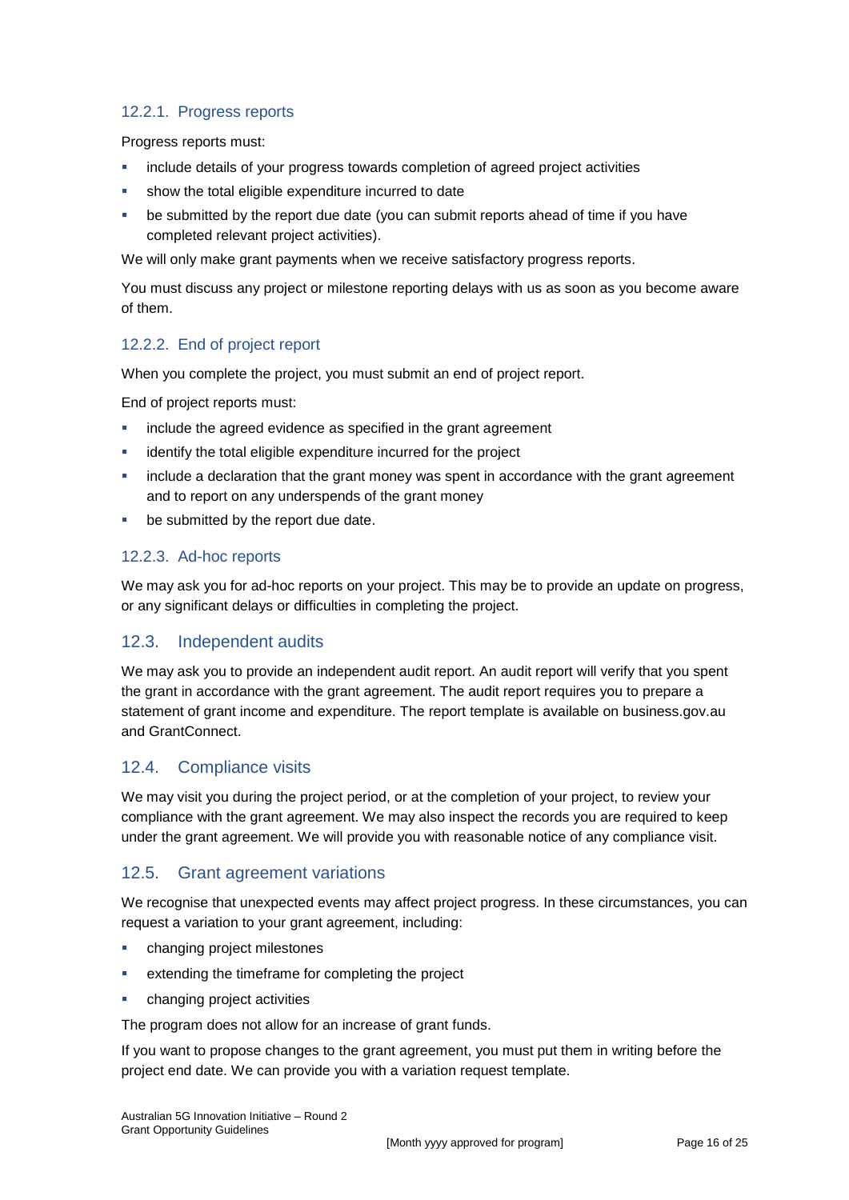#### 12.2.1. Progress reports

Progress reports must:

- include details of your progress towards completion of agreed project activities
- show the total eligible expenditure incurred to date
- be submitted by the report due date (you can submit reports ahead of time if you have completed relevant project activities).

We will only make grant payments when we receive satisfactory progress reports.

You must discuss any project or milestone reporting delays with us as soon as you become aware of them.

#### 12.2.2. End of project report

When you complete the project, you must submit an end of project report.

End of project reports must:

- include the agreed evidence as specified in the grant agreement
- identify the total eligible expenditure incurred for the project
- include a declaration that the grant money was spent in accordance with the grant agreement and to report on any underspends of the grant money
- be submitted by the report due date.

#### 12.2.3. Ad-hoc reports

We may ask you for ad-hoc reports on your project. This may be to provide an update on progress, or any significant delays or difficulties in completing the project.

### 12.3. Independent audits

We may ask you to provide an independent audit report. An audit report will verify that you spent the grant in accordance with the grant agreement. The audit report requires you to prepare a statement of grant income and expenditure. The report template is available on business.gov.au and GrantConnect.

### 12.4. Compliance visits

We may visit you during the project period, or at the completion of your project, to review your compliance with the grant agreement. We may also inspect the records you are required to keep under the grant agreement. We will provide you with reasonable notice of any compliance visit.

### 12.5. Grant agreement variations

We recognise that unexpected events may affect project progress. In these circumstances, you can request a variation to your grant agreement, including:

- changing project milestones
- extending the timeframe for completing the project
- changing project activities

The program does not allow for an increase of grant funds.

If you want to propose changes to the grant agreement, you must put them in writing before the project end date. We can provide you with a variation request template.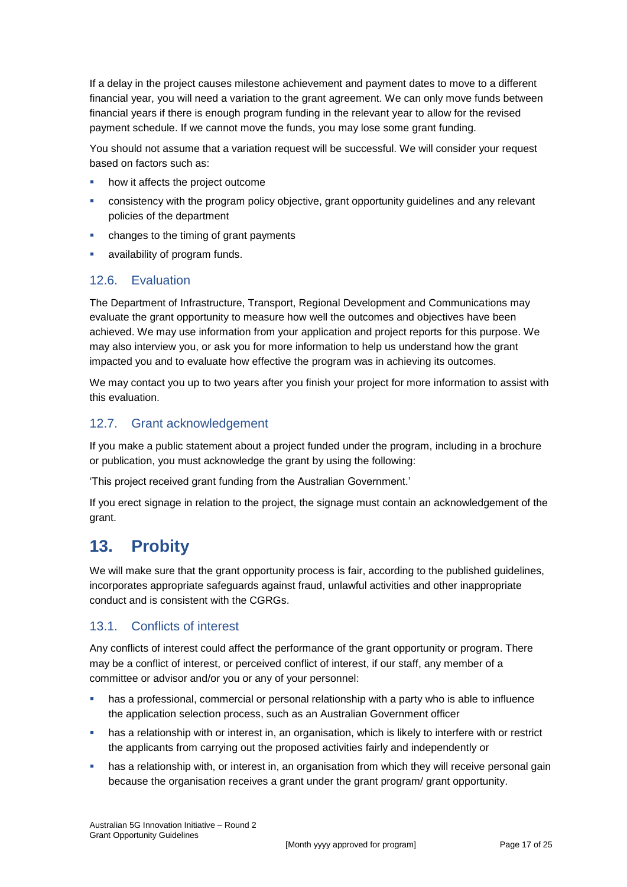If a delay in the project causes milestone achievement and payment dates to move to a different financial year, you will need a variation to the grant agreement. We can only move funds between financial years if there is enough program funding in the relevant year to allow for the revised payment schedule. If we cannot move the funds, you may lose some grant funding.

You should not assume that a variation request will be successful. We will consider your request based on factors such as:

- how it affects the project outcome
- consistency with the program policy objective, grant opportunity guidelines and any relevant policies of the department
- changes to the timing of grant payments
- availability of program funds.

### 12.6. Evaluation

The Department of Infrastructure, Transport, Regional Development and Communications may evaluate the grant opportunity to measure how well the outcomes and objectives have been achieved. We may use information from your application and project reports for this purpose. We may also interview you, or ask you for more information to help us understand how the grant impacted you and to evaluate how effective the program was in achieving its outcomes.

We may contact you up to two years after you finish your project for more information to assist with this evaluation.

### 12.7. Grant acknowledgement

If you make a public statement about a project funded under the program, including in a brochure or publication, you must acknowledge the grant by using the following:

'This project received grant funding from the Australian Government.'

If you erect signage in relation to the project, the signage must contain an acknowledgement of the grant.

## 13. Probity

We will make sure that the grant opportunity process is fair, according to the published guidelines, incorporates appropriate safeguards against fraud, unlawful activities and other inappropriate conduct and is consistent with the CGRGs.

### 13.1. Conflicts of interest

Any conflicts of interest could affect the performance of the grant opportunity or program. There may be a conflict of interest, or perceived conflict of interest, if our staff, any member of a committee or advisor and/or you or any of your personnel:

- has a professional, commercial or personal relationship with a party who is able to influence the application selection process, such as an Australian Government officer
- has a relationship with or interest in, an organisation, which is likely to interfere with or restrict the applicants from carrying out the proposed activities fairly and independently or
- has a relationship with, or interest in, an organisation from which they will receive personal gain because the organisation receives a grant under the grant program/ grant opportunity.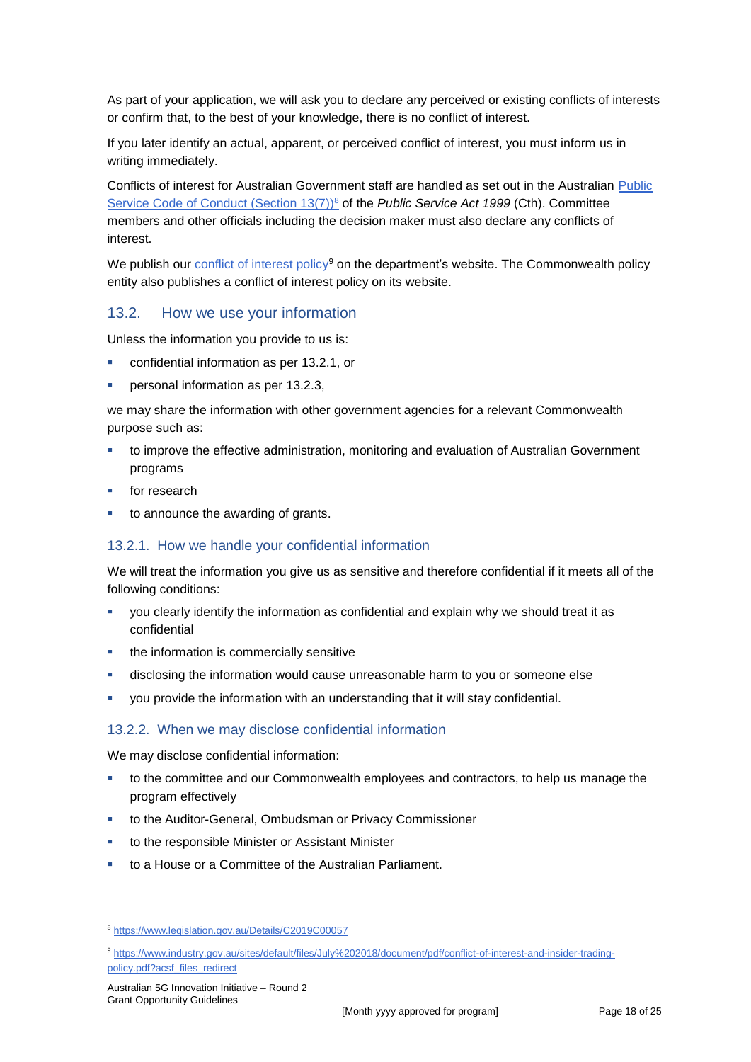As part of your application, we will ask you to declare any perceived or existing conflicts of interests or confirm that, to the best of your knowledge, there is no conflict of interest.

If you later identify an actual, apparent, or perceived conflict of interest, you must inform us in writing immediately.

Conflicts of interest for Australian Government staff are handled as set out in the Australian [Public Service Code of Conduct (Section 13(7))](https://www.legislation.gov.au/Details/C2019C00057)[8] of the *Public Service Act 1999* (Cth). Committee members and other officials including the decision maker must also declare any conflicts of interest.

We publish our [conflict of interest policy](https://www.industry.gov.au/sites/default/files/July%202018/document/pdf/conflict-of-interest-and-insider-trading-policy.pdf?acsf_files_redirect)[9] on the department's website. The Commonwealth policy entity also publishes a conflict of interest policy on its website.

## 13.2. How we use your information

Unless the information you provide to us is:

- confidential information as per 13.2.1, or
- personal information as per 13.2.3,

we may share the information with other government agencies for a relevant Commonwealth purpose such as:

- to improve the effective administration, monitoring and evaluation of Australian Government programs
- for research
- to announce the awarding of grants.

### 13.2.1. How we handle your confidential information

We will treat the information you give us as sensitive and therefore confidential if it meets all of the following conditions:

- you clearly identify the information as confidential and explain why we should treat it as confidential
- the information is commercially sensitive
- disclosing the information would cause unreasonable harm to you or someone else
- you provide the information with an understanding that it will stay confidential.

### 13.2.2. When we may disclose confidential information

We may disclose confidential information:

- to the committee and our Commonwealth employees and contractors, to help us manage the program effectively
- to the Auditor-General, Ombudsman or Privacy Commissioner
- to the responsible Minister or Assistant Minister
- to a House or a Committee of the Australian Parliament.

---

[8] https://www.legislation.gov.au/Details/C2019C00057

[9] https://www.industry.gov.au/sites/default/files/July%202018/document/pdf/conflict-of-interest-and-insider-trading-policy.pdf?acsf_files_redirect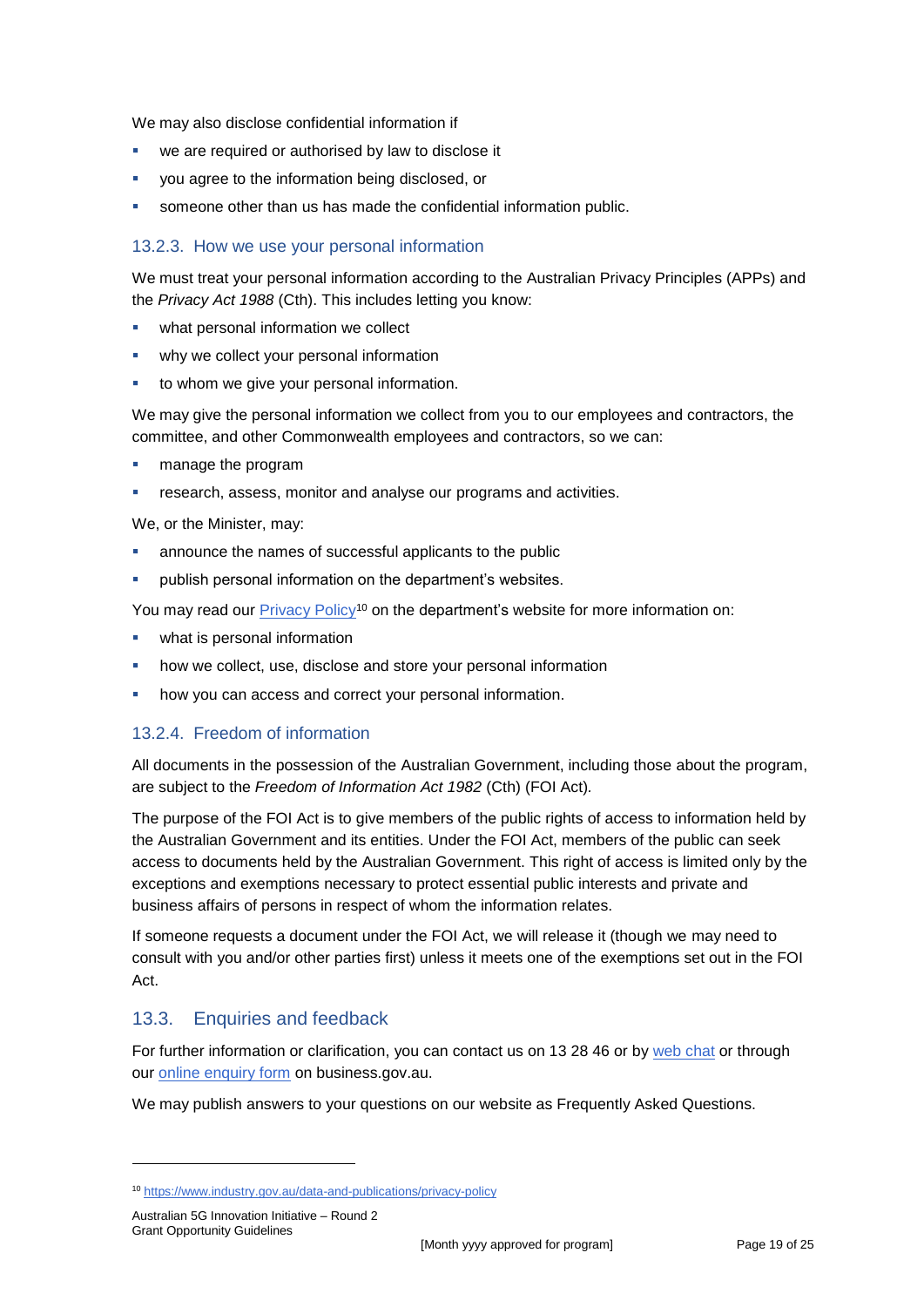We may also disclose confidential information if

- we are required or authorised by law to disclose it
- you agree to the information being disclosed, or
- someone other than us has made the confidential information public.

#### 13.2.3. How we use your personal information

We must treat your personal information according to the Australian Privacy Principles (APPs) and the *Privacy Act 1988* (Cth). This includes letting you know:

- what personal information we collect
- why we collect your personal information
- to whom we give your personal information.

We may give the personal information we collect from you to our employees and contractors, the committee, and other Commonwealth employees and contractors, so we can:

- manage the program
- research, assess, monitor and analyse our programs and activities.

We, or the Minister, may:

- announce the names of successful applicants to the public
- publish personal information on the department's websites.

You may read our [Privacy Policy](https://www.industry.gov.au/data-and-publications/privacy-policy)[10] on the department's website for more information on:

- what is personal information
- how we collect, use, disclose and store your personal information
- how you can access and correct your personal information.

#### 13.2.4. Freedom of information

All documents in the possession of the Australian Government, including those about the program, are subject to the *Freedom of Information Act 1982* (Cth) (FOI Act).

The purpose of the FOI Act is to give members of the public rights of access to information held by the Australian Government and its entities. Under the FOI Act, members of the public can seek access to documents held by the Australian Government. This right of access is limited only by the exceptions and exemptions necessary to protect essential public interests and private and business affairs of persons in respect of whom the information relates.

If someone requests a document under the FOI Act, we will release it (though we may need to consult with you and/or other parties first) unless it meets one of the exemptions set out in the FOI Act.

### 13.3. Enquiries and feedback

For further information or clarification, you can contact us on 13 28 46 or by web chat or through our online enquiry form on business.gov.au.

We may publish answers to your questions on our website as Frequently Asked Questions.

---

[10] https://www.industry.gov.au/data-and-publications/privacy-policy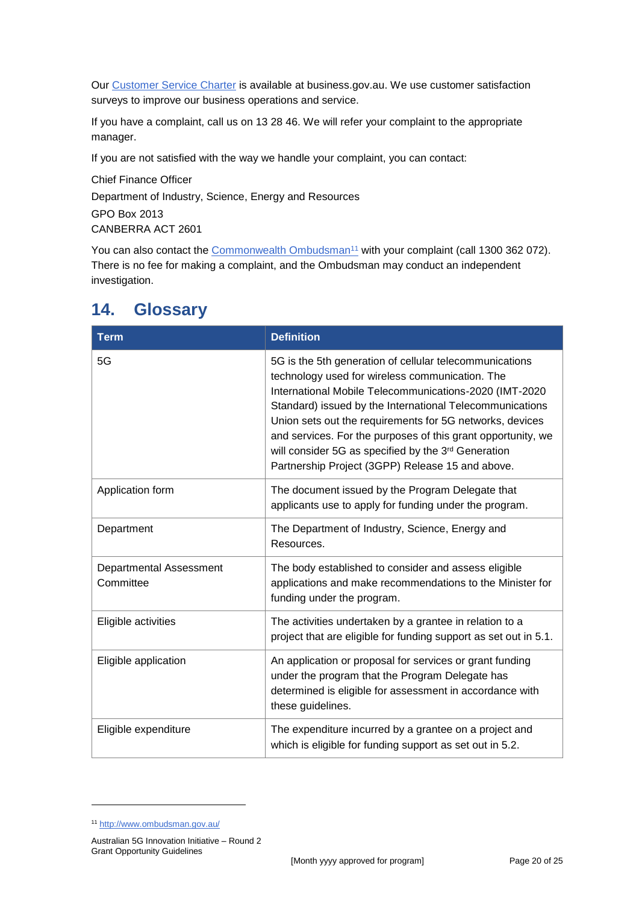Our [Customer Service Charter](https://business.gov.au) is available at business.gov.au. We use customer satisfaction surveys to improve our business operations and service.

If you have a complaint, call us on 13 28 46. We will refer your complaint to the appropriate manager.

If you are not satisfied with the way we handle your complaint, you can contact:

Chief Finance Officer  
Department of Industry, Science, Energy and Resources  
GPO Box 2013  
CANBERRA ACT 2601

You can also contact the Commonwealth Ombudsman[11] with your complaint (call 1300 362 072). There is no fee for making a complaint, and the Ombudsman may conduct an independent investigation.

# 14. Glossary

| Term | Definition |
|---|---|
| 5G | 5G is the 5th generation of cellular telecommunications technology used for wireless communication. The International Mobile Telecommunications-2020 (IMT-2020 Standard) issued by the International Telecommunications Union sets out the requirements for 5G networks, devices and services. For the purposes of this grant opportunity, we will consider 5G as specified by the 3rd Generation Partnership Project (3GPP) Release 15 and above. |
| Application form | The document issued by the Program Delegate that applicants use to apply for funding under the program. |
| Department | The Department of Industry, Science, Energy and Resources. |
| Departmental Assessment Committee | The body established to consider and assess eligible applications and make recommendations to the Minister for funding under the program. |
| Eligible activities | The activities undertaken by a grantee in relation to a project that are eligible for funding support as set out in 5.1. |
| Eligible application | An application or proposal for services or grant funding under the program that the Program Delegate has determined is eligible for assessment in accordance with these guidelines. |
| Eligible expenditure | The expenditure incurred by a grantee on a project and which is eligible for funding support as set out in 5.2. |

[11] http://www.ombudsman.gov.au/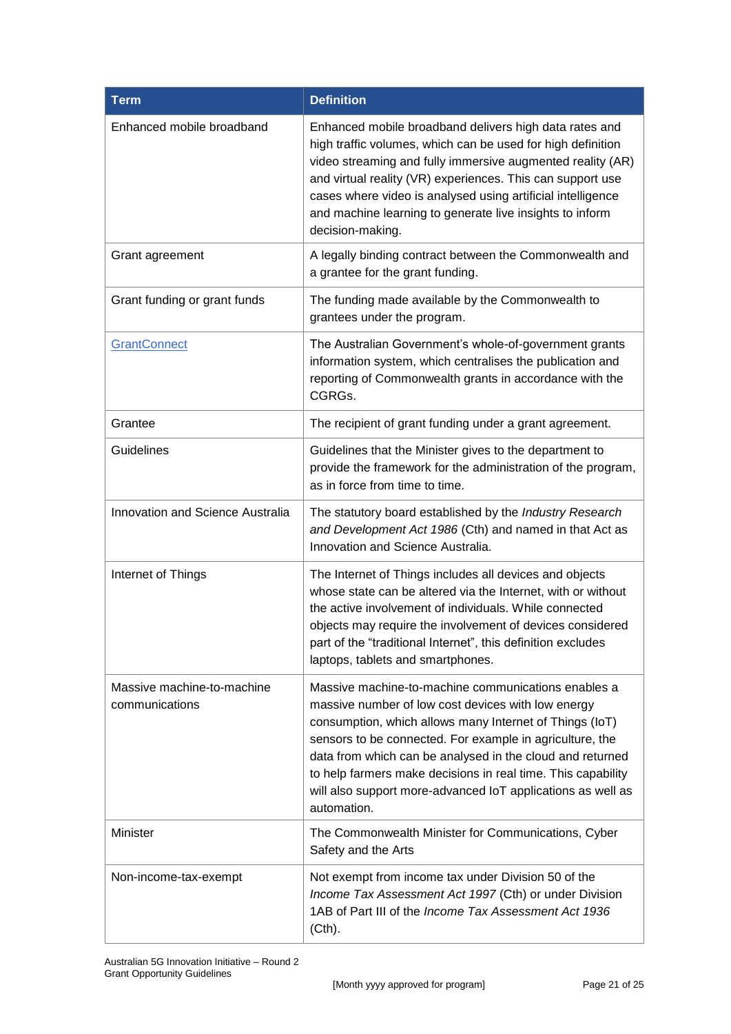| Term | Definition |
|---|---|
| Enhanced mobile broadband | Enhanced mobile broadband delivers high data rates and high traffic volumes, which can be used for high definition video streaming and fully immersive augmented reality (AR) and virtual reality (VR) experiences. This can support use cases where video is analysed using artificial intelligence and machine learning to generate live insights to inform decision-making. |
| Grant agreement | A legally binding contract between the Commonwealth and a grantee for the grant funding. |
| Grant funding or grant funds | The funding made available by the Commonwealth to grantees under the program. |
| [GrantConnect]() | The Australian Government's whole-of-government grants information system, which centralises the publication and reporting of Commonwealth grants in accordance with the CGRGs. |
| Grantee | The recipient of grant funding under a grant agreement. |
| Guidelines | Guidelines that the Minister gives to the department to provide the framework for the administration of the program, as in force from time to time. |
| Innovation and Science Australia | The statutory board established by the *Industry Research and Development Act 1986* (Cth) and named in that Act as Innovation and Science Australia. |
| Internet of Things | The Internet of Things includes all devices and objects whose state can be altered via the Internet, with or without the active involvement of individuals. While connected objects may require the involvement of devices considered part of the "traditional Internet", this definition excludes laptops, tablets and smartphones. |
| Massive machine-to-machine communications | Massive machine-to-machine communications enables a massive number of low cost devices with low energy consumption, which allows many Internet of Things (IoT) sensors to be connected. For example in agriculture, the data from which can be analysed in the cloud and returned to help farmers make decisions in real time. This capability will also support more-advanced IoT applications as well as automation. |
| Minister | The Commonwealth Minister for Communications, Cyber Safety and the Arts |
| Non-income-tax-exempt | Not exempt from income tax under Division 50 of the *Income Tax Assessment Act 1997* (Cth) or under Division 1AB of Part III of the *Income Tax Assessment Act 1936* (Cth). |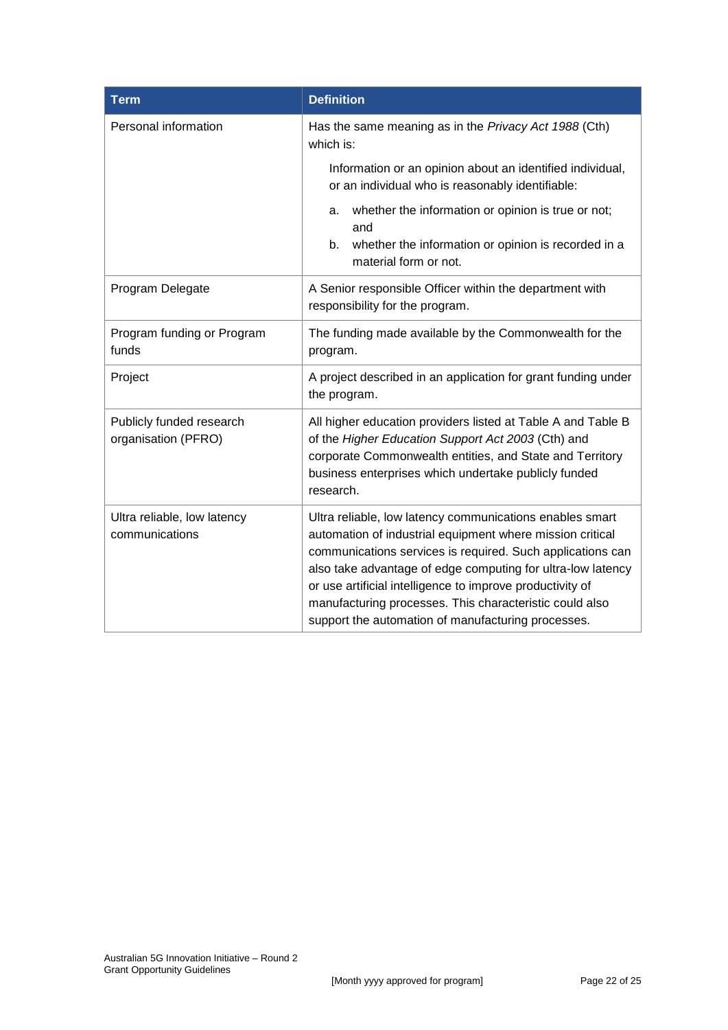| Term | Definition |
|---|---|
| Personal information | Has the same meaning as in the *Privacy Act 1988* (Cth) which is:<br><br>Information or an opinion about an identified individual, or an individual who is reasonably identifiable:<br><br>a. whether the information or opinion is true or not; and<br>b. whether the information or opinion is recorded in a material form or not. |
| Program Delegate | A Senior responsible Officer within the department with responsibility for the program. |
| Program funding or Program funds | The funding made available by the Commonwealth for the program. |
| Project | A project described in an application for grant funding under the program. |
| Publicly funded research organisation (PFRO) | All higher education providers listed at Table A and Table B of the *Higher Education Support Act 2003* (Cth) and corporate Commonwealth entities, and State and Territory business enterprises which undertake publicly funded research. |
| Ultra reliable, low latency communications | Ultra reliable, low latency communications enables smart automation of industrial equipment where mission critical communications services is required. Such applications can also take advantage of edge computing for ultra-low latency or use artificial intelligence to improve productivity of manufacturing processes. This characteristic could also support the automation of manufacturing processes. |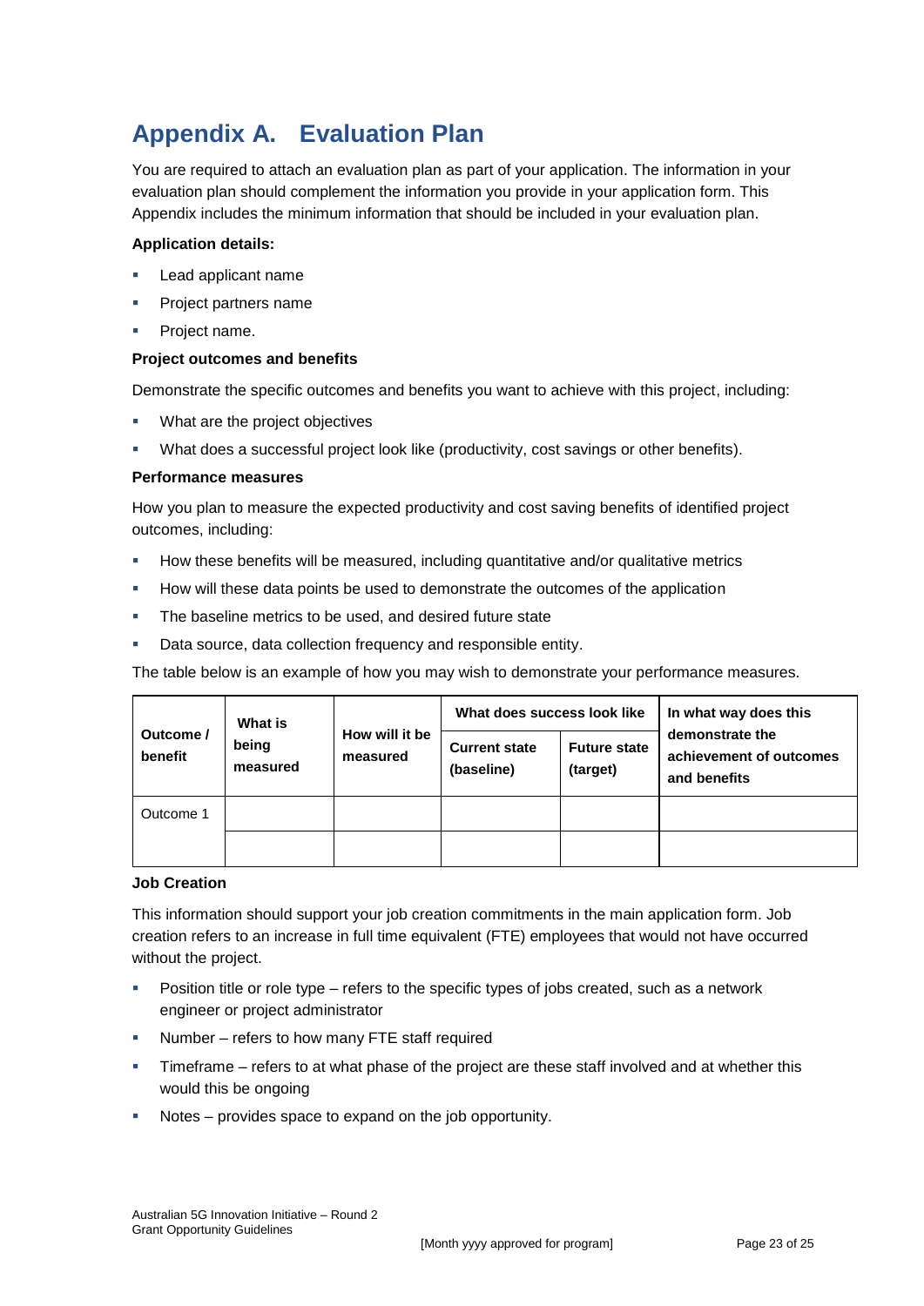# Appendix A. Evaluation Plan

You are required to attach an evaluation plan as part of your application. The information in your evaluation plan should complement the information you provide in your application form. This Appendix includes the minimum information that should be included in your evaluation plan.

**Application details:**

- Lead applicant name
- Project partners name
- Project name.

**Project outcomes and benefits**

Demonstrate the specific outcomes and benefits you want to achieve with this project, including:

- What are the project objectives
- What does a successful project look like (productivity, cost savings or other benefits).

**Performance measures**

How you plan to measure the expected productivity and cost saving benefits of identified project outcomes, including:

- How these benefits will be measured, including quantitative and/or qualitative metrics
- How will these data points be used to demonstrate the outcomes of the application
- The baseline metrics to be used, and desired future state
- Data source, data collection frequency and responsible entity.

The table below is an example of how you may wish to demonstrate your performance measures.

| Outcome / benefit | What is being measured | How will it be measured | What does success look like | | In what way does this demonstrate the achievement of outcomes and benefits |
|---|---|---|---|---|---|
| | | | Current state (baseline) | Future state (target) | |
| Outcome 1 | | | | | |
| | | | | | |

**Job Creation**

This information should support your job creation commitments in the main application form. Job creation refers to an increase in full time equivalent (FTE) employees that would not have occurred without the project.

- Position title or role type – refers to the specific types of jobs created, such as a network engineer or project administrator
- Number – refers to how many FTE staff required
- Timeframe – refers to at what phase of the project are these staff involved and at whether this would this be ongoing
- Notes – provides space to expand on the job opportunity.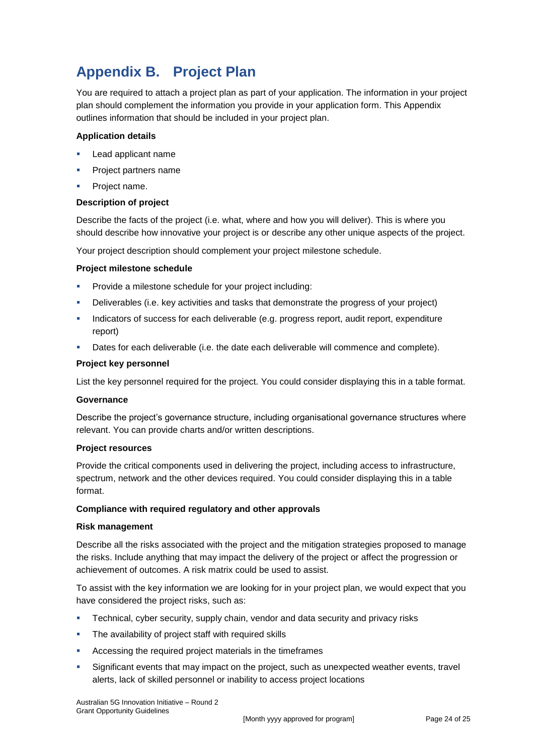# Appendix B. Project Plan

You are required to attach a project plan as part of your application. The information in your project plan should complement the information you provide in your application form. This Appendix outlines information that should be included in your project plan.

**Application details**

- Lead applicant name
- Project partners name
- Project name.

**Description of project**

Describe the facts of the project (i.e. what, where and how you will deliver). This is where you should describe how innovative your project is or describe any other unique aspects of the project.

Your project description should complement your project milestone schedule.

**Project milestone schedule**

- Provide a milestone schedule for your project including:
- Deliverables (i.e. key activities and tasks that demonstrate the progress of your project)
- Indicators of success for each deliverable (e.g. progress report, audit report, expenditure report)
- Dates for each deliverable (i.e. the date each deliverable will commence and complete).

**Project key personnel**

List the key personnel required for the project. You could consider displaying this in a table format.

**Governance**

Describe the project's governance structure, including organisational governance structures where relevant. You can provide charts and/or written descriptions.

**Project resources**

Provide the critical components used in delivering the project, including access to infrastructure, spectrum, network and the other devices required. You could consider displaying this in a table format.

**Compliance with required regulatory and other approvals**

**Risk management**

Describe all the risks associated with the project and the mitigation strategies proposed to manage the risks. Include anything that may impact the delivery of the project or affect the progression or achievement of outcomes. A risk matrix could be used to assist.

To assist with the key information we are looking for in your project plan, we would expect that you have considered the project risks, such as:

- Technical, cyber security, supply chain, vendor and data security and privacy risks
- The availability of project staff with required skills
- Accessing the required project materials in the timeframes
- Significant events that may impact on the project, such as unexpected weather events, travel alerts, lack of skilled personnel or inability to access project locations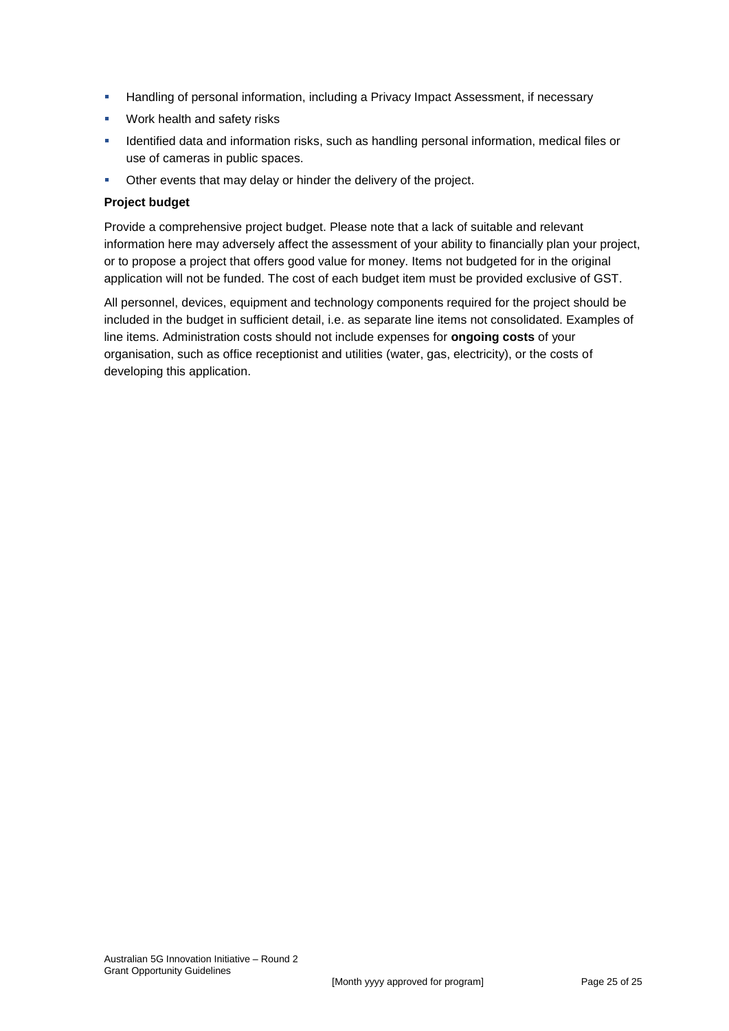- Handling of personal information, including a Privacy Impact Assessment, if necessary
- Work health and safety risks
- Identified data and information risks, such as handling personal information, medical files or use of cameras in public spaces.
- Other events that may delay or hinder the delivery of the project.

**Project budget**

Provide a comprehensive project budget. Please note that a lack of suitable and relevant information here may adversely affect the assessment of your ability to financially plan your project, or to propose a project that offers good value for money. Items not budgeted for in the original application will not be funded. The cost of each budget item must be provided exclusive of GST.

All personnel, devices, equipment and technology components required for the project should be included in the budget in sufficient detail, i.e. as separate line items not consolidated. Examples of line items. Administration costs should not include expenses for **ongoing costs** of your organisation, such as office receptionist and utilities (water, gas, electricity), or the costs of developing this application.